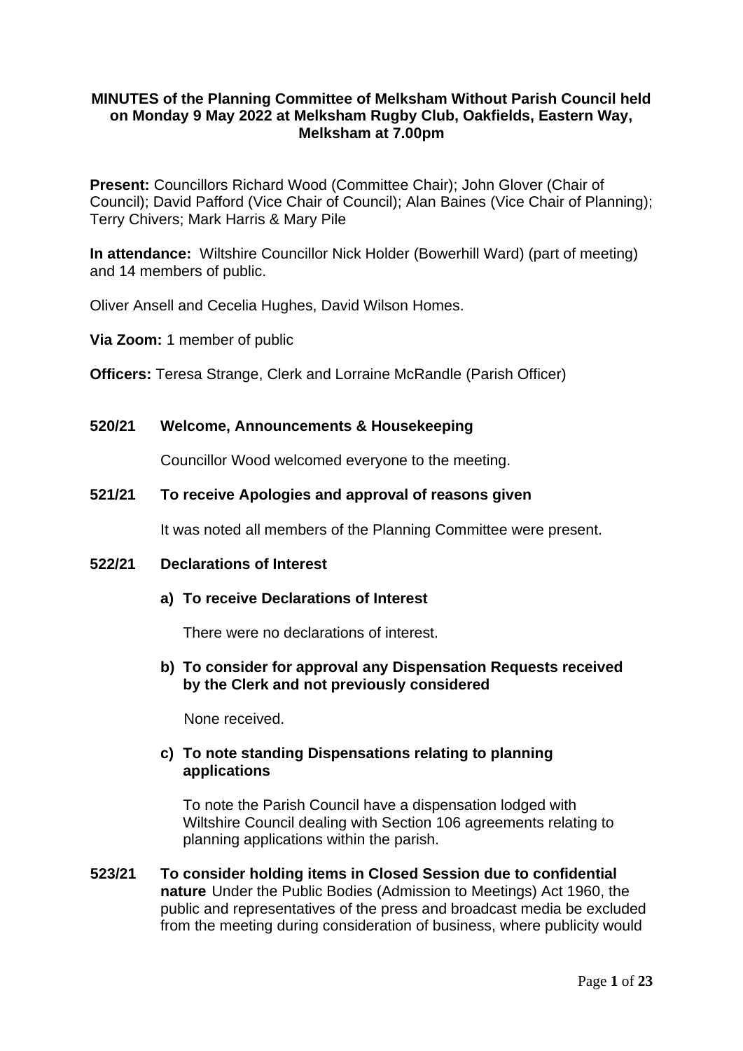**MINUTES of the Planning Committee of Melksham Without Parish Council held on Monday 9 May 2022 at Melksham Rugby Club, Oakfields, Eastern Way, Melksham at 7.00pm**

**Present:** Councillors Richard Wood (Committee Chair); John Glover (Chair of Council); David Pafford (Vice Chair of Council); Alan Baines (Vice Chair of Planning); Terry Chivers; Mark Harris & Mary Pile

**In attendance:** Wiltshire Councillor Nick Holder (Bowerhill Ward) (part of meeting) and 14 members of public.

Oliver Ansell and Cecelia Hughes, David Wilson Homes.

**Via Zoom:** 1 member of public

**Officers:** Teresa Strange, Clerk and Lorraine McRandle (Parish Officer)

**520/21 Welcome, Announcements & Housekeeping**

Councillor Wood welcomed everyone to the meeting.

**521/21 To receive Apologies and approval of reasons given**

It was noted all members of the Planning Committee were present.

**522/21 Declarations of Interest**

**a) To receive Declarations of Interest**

There were no declarations of interest.

**b) To consider for approval any Dispensation Requests received by the Clerk and not previously considered**

None received.

**c) To note standing Dispensations relating to planning applications**

To note the Parish Council have a dispensation lodged with Wiltshire Council dealing with Section 106 agreements relating to planning applications within the parish.

**523/21 To consider holding items in Closed Session due to confidential nature** Under the Public Bodies (Admission to Meetings) Act 1960, the public and representatives of the press and broadcast media be excluded from the meeting during consideration of business, where publicity would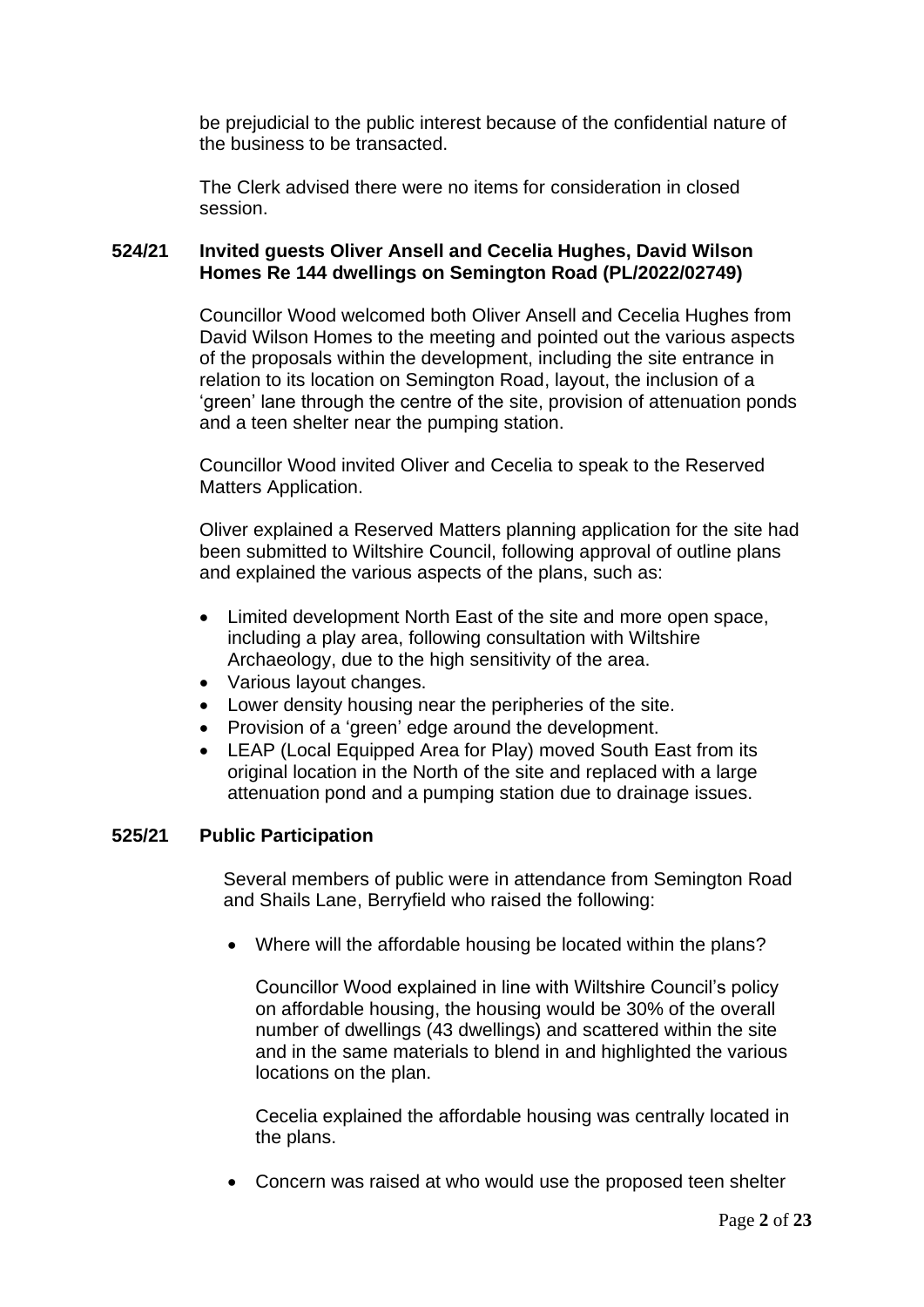be prejudicial to the public interest because of the confidential nature of the business to be transacted.

The Clerk advised there were no items for consideration in closed session.

**524/21 Invited guests Oliver Ansell and Cecelia Hughes, David Wilson Homes Re 144 dwellings on Semington Road (PL/2022/02749)**

Councillor Wood welcomed both Oliver Ansell and Cecelia Hughes from David Wilson Homes to the meeting and pointed out the various aspects of the proposals within the development, including the site entrance in relation to its location on Semington Road, layout, the inclusion of a 'green' lane through the centre of the site, provision of attenuation ponds and a teen shelter near the pumping station.

Councillor Wood invited Oliver and Cecelia to speak to the Reserved Matters Application.

Oliver explained a Reserved Matters planning application for the site had been submitted to Wiltshire Council, following approval of outline plans and explained the various aspects of the plans, such as:

- Limited development North East of the site and more open space, including a play area, following consultation with Wiltshire Archaeology, due to the high sensitivity of the area.
- Various layout changes.
- Lower density housing near the peripheries of the site.
- Provision of a 'green' edge around the development.
- LEAP (Local Equipped Area for Play) moved South East from its original location in the North of the site and replaced with a large attenuation pond and a pumping station due to drainage issues.

**525/21 Public Participation**

Several members of public were in attendance from Semington Road and Shails Lane, Berryfield who raised the following:

- Where will the affordable housing be located within the plans?

  Councillor Wood explained in line with Wiltshire Council's policy on affordable housing, the housing would be 30% of the overall number of dwellings (43 dwellings) and scattered within the site and in the same materials to blend in and highlighted the various locations on the plan.

  Cecelia explained the affordable housing was centrally located in the plans.

- Concern was raised at who would use the proposed teen shelter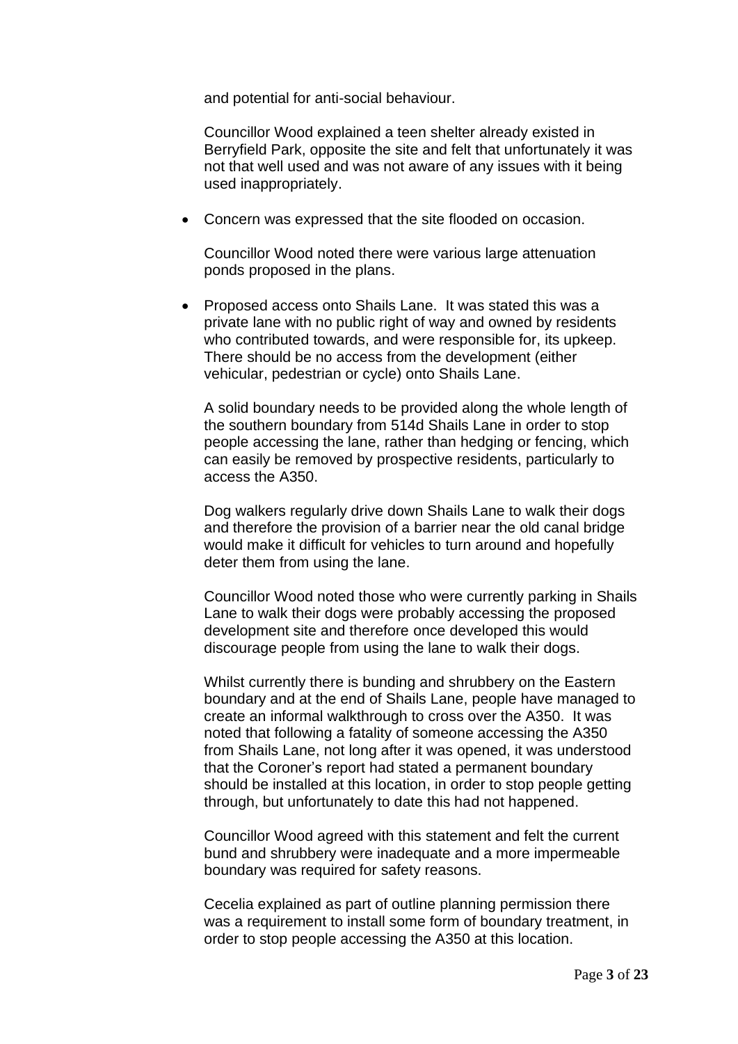and potential for anti-social behaviour.

Councillor Wood explained a teen shelter already existed in Berryfield Park, opposite the site and felt that unfortunately it was not that well used and was not aware of any issues with it being used inappropriately.

- Concern was expressed that the site flooded on occasion.

  Councillor Wood noted there were various large attenuation ponds proposed in the plans.

- Proposed access onto Shails Lane. It was stated this was a private lane with no public right of way and owned by residents who contributed towards, and were responsible for, its upkeep. There should be no access from the development (either vehicular, pedestrian or cycle) onto Shails Lane.

  A solid boundary needs to be provided along the whole length of the southern boundary from 514d Shails Lane in order to stop people accessing the lane, rather than hedging or fencing, which can easily be removed by prospective residents, particularly to access the A350.

  Dog walkers regularly drive down Shails Lane to walk their dogs and therefore the provision of a barrier near the old canal bridge would make it difficult for vehicles to turn around and hopefully deter them from using the lane.

  Councillor Wood noted those who were currently parking in Shails Lane to walk their dogs were probably accessing the proposed development site and therefore once developed this would discourage people from using the lane to walk their dogs.

  Whilst currently there is bunding and shrubbery on the Eastern boundary and at the end of Shails Lane, people have managed to create an informal walkthrough to cross over the A350. It was noted that following a fatality of someone accessing the A350 from Shails Lane, not long after it was opened, it was understood that the Coroner's report had stated a permanent boundary should be installed at this location, in order to stop people getting through, but unfortunately to date this had not happened.

  Councillor Wood agreed with this statement and felt the current bund and shrubbery were inadequate and a more impermeable boundary was required for safety reasons.

  Cecelia explained as part of outline planning permission there was a requirement to install some form of boundary treatment, in order to stop people accessing the A350 at this location.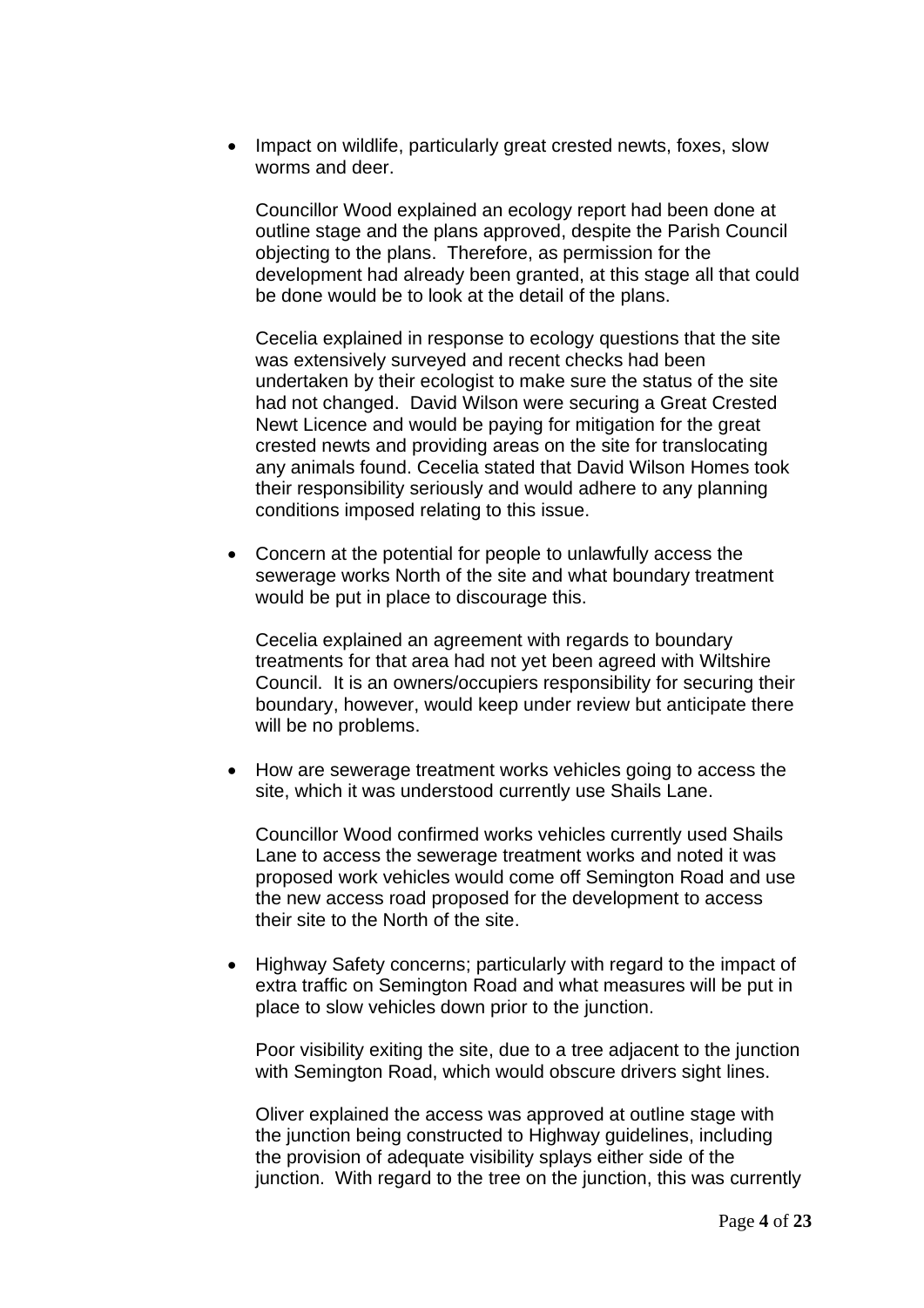- Impact on wildlife, particularly great crested newts, foxes, slow worms and deer.

  Councillor Wood explained an ecology report had been done at outline stage and the plans approved, despite the Parish Council objecting to the plans. Therefore, as permission for the development had already been granted, at this stage all that could be done would be to look at the detail of the plans.

  Cecelia explained in response to ecology questions that the site was extensively surveyed and recent checks had been undertaken by their ecologist to make sure the status of the site had not changed. David Wilson were securing a Great Crested Newt Licence and would be paying for mitigation for the great crested newts and providing areas on the site for translocating any animals found. Cecelia stated that David Wilson Homes took their responsibility seriously and would adhere to any planning conditions imposed relating to this issue.

- Concern at the potential for people to unlawfully access the sewerage works North of the site and what boundary treatment would be put in place to discourage this.

  Cecelia explained an agreement with regards to boundary treatments for that area had not yet been agreed with Wiltshire Council. It is an owners/occupiers responsibility for securing their boundary, however, would keep under review but anticipate there will be no problems.

- How are sewerage treatment works vehicles going to access the site, which it was understood currently use Shails Lane.

  Councillor Wood confirmed works vehicles currently used Shails Lane to access the sewerage treatment works and noted it was proposed work vehicles would come off Semington Road and use the new access road proposed for the development to access their site to the North of the site.

- Highway Safety concerns; particularly with regard to the impact of extra traffic on Semington Road and what measures will be put in place to slow vehicles down prior to the junction.

  Poor visibility exiting the site, due to a tree adjacent to the junction with Semington Road, which would obscure drivers sight lines.

  Oliver explained the access was approved at outline stage with the junction being constructed to Highway guidelines, including the provision of adequate visibility splays either side of the junction. With regard to the tree on the junction, this was currently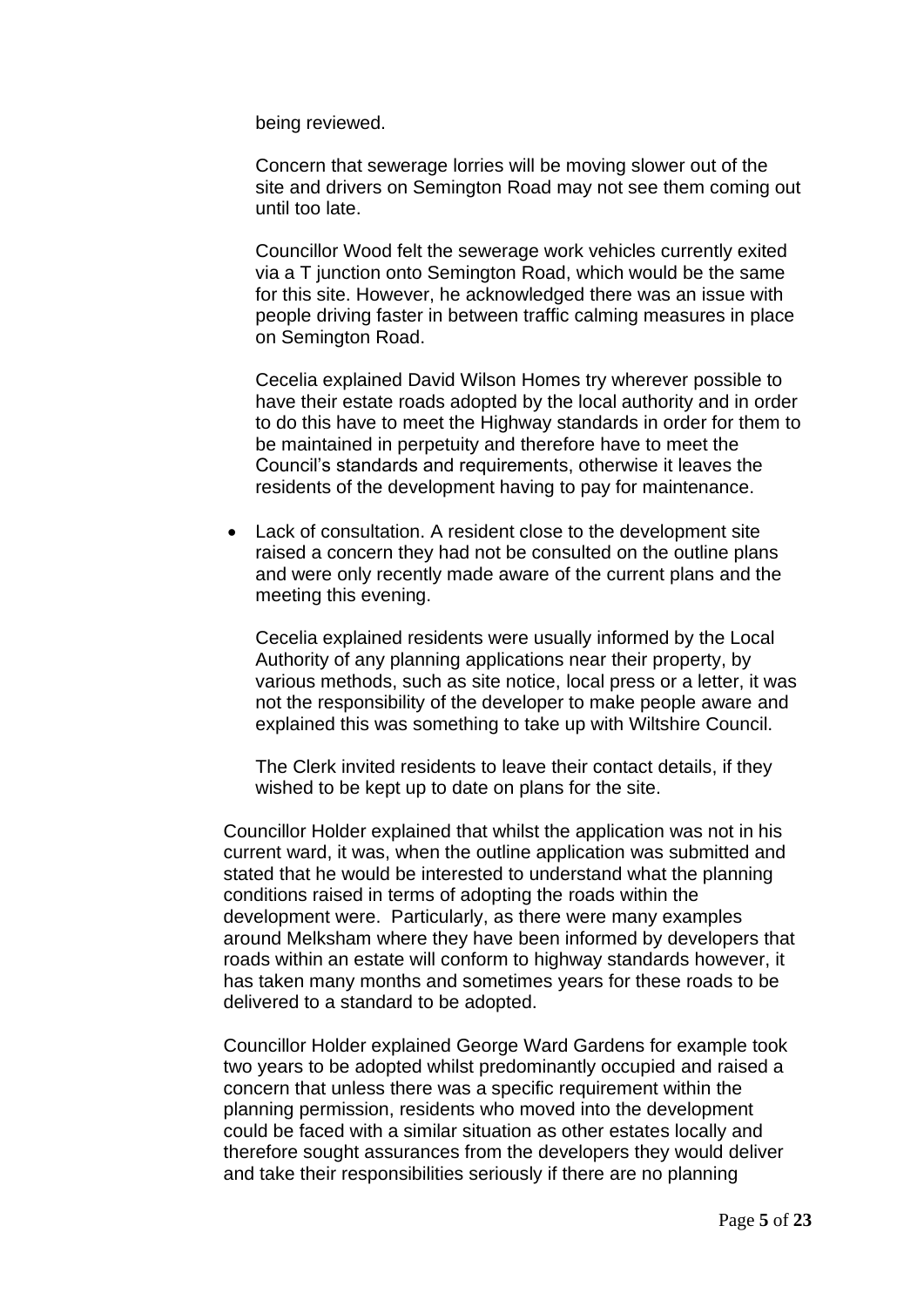being reviewed.

Concern that sewerage lorries will be moving slower out of the site and drivers on Semington Road may not see them coming out until too late.

Councillor Wood felt the sewerage work vehicles currently exited via a T junction onto Semington Road, which would be the same for this site. However, he acknowledged there was an issue with people driving faster in between traffic calming measures in place on Semington Road.

Cecelia explained David Wilson Homes try wherever possible to have their estate roads adopted by the local authority and in order to do this have to meet the Highway standards in order for them to be maintained in perpetuity and therefore have to meet the Council's standards and requirements, otherwise it leaves the residents of the development having to pay for maintenance.

- Lack of consultation. A resident close to the development site raised a concern they had not be consulted on the outline plans and were only recently made aware of the current plans and the meeting this evening.

  Cecelia explained residents were usually informed by the Local Authority of any planning applications near their property, by various methods, such as site notice, local press or a letter, it was not the responsibility of the developer to make people aware and explained this was something to take up with Wiltshire Council.

  The Clerk invited residents to leave their contact details, if they wished to be kept up to date on plans for the site.

Councillor Holder explained that whilst the application was not in his current ward, it was, when the outline application was submitted and stated that he would be interested to understand what the planning conditions raised in terms of adopting the roads within the development were. Particularly, as there were many examples around Melksham where they have been informed by developers that roads within an estate will conform to highway standards however, it has taken many months and sometimes years for these roads to be delivered to a standard to be adopted.

Councillor Holder explained George Ward Gardens for example took two years to be adopted whilst predominantly occupied and raised a concern that unless there was a specific requirement within the planning permission, residents who moved into the development could be faced with a similar situation as other estates locally and therefore sought assurances from the developers they would deliver and take their responsibilities seriously if there are no planning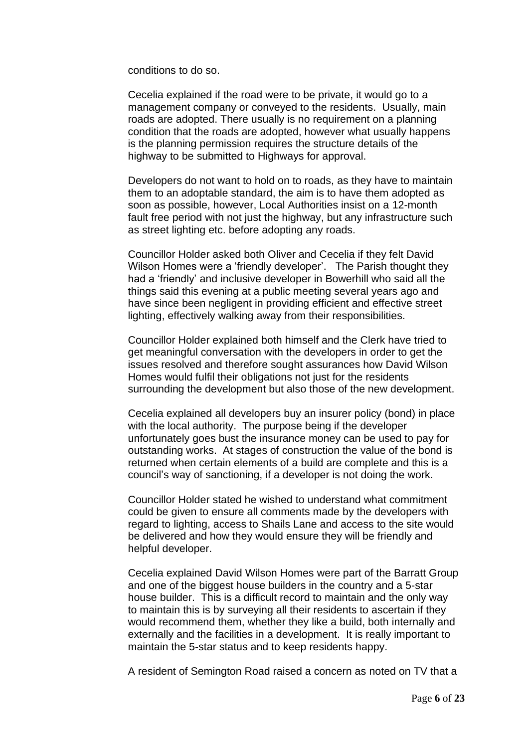conditions to do so.

Cecelia explained if the road were to be private, it would go to a management company or conveyed to the residents. Usually, main roads are adopted. There usually is no requirement on a planning condition that the roads are adopted, however what usually happens is the planning permission requires the structure details of the highway to be submitted to Highways for approval.

Developers do not want to hold on to roads, as they have to maintain them to an adoptable standard, the aim is to have them adopted as soon as possible, however, Local Authorities insist on a 12-month fault free period with not just the highway, but any infrastructure such as street lighting etc. before adopting any roads.

Councillor Holder asked both Oliver and Cecelia if they felt David Wilson Homes were a 'friendly developer'. The Parish thought they had a 'friendly' and inclusive developer in Bowerhill who said all the things said this evening at a public meeting several years ago and have since been negligent in providing efficient and effective street lighting, effectively walking away from their responsibilities.

Councillor Holder explained both himself and the Clerk have tried to get meaningful conversation with the developers in order to get the issues resolved and therefore sought assurances how David Wilson Homes would fulfil their obligations not just for the residents surrounding the development but also those of the new development.

Cecelia explained all developers buy an insurer policy (bond) in place with the local authority. The purpose being if the developer unfortunately goes bust the insurance money can be used to pay for outstanding works. At stages of construction the value of the bond is returned when certain elements of a build are complete and this is a council's way of sanctioning, if a developer is not doing the work.

Councillor Holder stated he wished to understand what commitment could be given to ensure all comments made by the developers with regard to lighting, access to Shails Lane and access to the site would be delivered and how they would ensure they will be friendly and helpful developer.

Cecelia explained David Wilson Homes were part of the Barratt Group and one of the biggest house builders in the country and a 5-star house builder. This is a difficult record to maintain and the only way to maintain this is by surveying all their residents to ascertain if they would recommend them, whether they like a build, both internally and externally and the facilities in a development. It is really important to maintain the 5-star status and to keep residents happy.

A resident of Semington Road raised a concern as noted on TV that a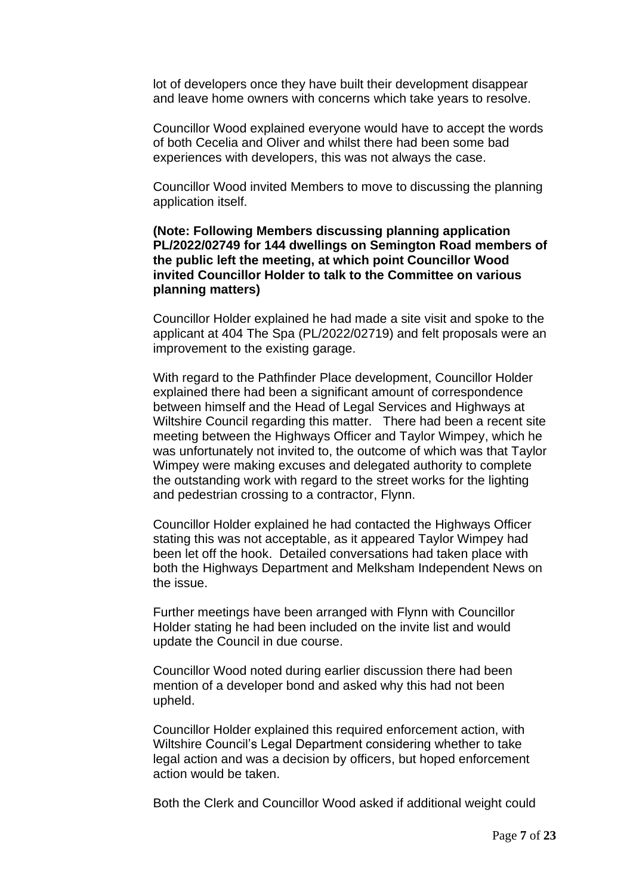lot of developers once they have built their development disappear and leave home owners with concerns which take years to resolve.

Councillor Wood explained everyone would have to accept the words of both Cecelia and Oliver and whilst there had been some bad experiences with developers, this was not always the case.

Councillor Wood invited Members to move to discussing the planning application itself.

**(Note: Following Members discussing planning application PL/2022/02749 for 144 dwellings on Semington Road members of the public left the meeting, at which point Councillor Wood invited Councillor Holder to talk to the Committee on various planning matters)**

Councillor Holder explained he had made a site visit and spoke to the applicant at 404 The Spa (PL/2022/02719) and felt proposals were an improvement to the existing garage.

With regard to the Pathfinder Place development, Councillor Holder explained there had been a significant amount of correspondence between himself and the Head of Legal Services and Highways at Wiltshire Council regarding this matter. There had been a recent site meeting between the Highways Officer and Taylor Wimpey, which he was unfortunately not invited to, the outcome of which was that Taylor Wimpey were making excuses and delegated authority to complete the outstanding work with regard to the street works for the lighting and pedestrian crossing to a contractor, Flynn.

Councillor Holder explained he had contacted the Highways Officer stating this was not acceptable, as it appeared Taylor Wimpey had been let off the hook. Detailed conversations had taken place with both the Highways Department and Melksham Independent News on the issue.

Further meetings have been arranged with Flynn with Councillor Holder stating he had been included on the invite list and would update the Council in due course.

Councillor Wood noted during earlier discussion there had been mention of a developer bond and asked why this had not been upheld.

Councillor Holder explained this required enforcement action, with Wiltshire Council's Legal Department considering whether to take legal action and was a decision by officers, but hoped enforcement action would be taken.

Both the Clerk and Councillor Wood asked if additional weight could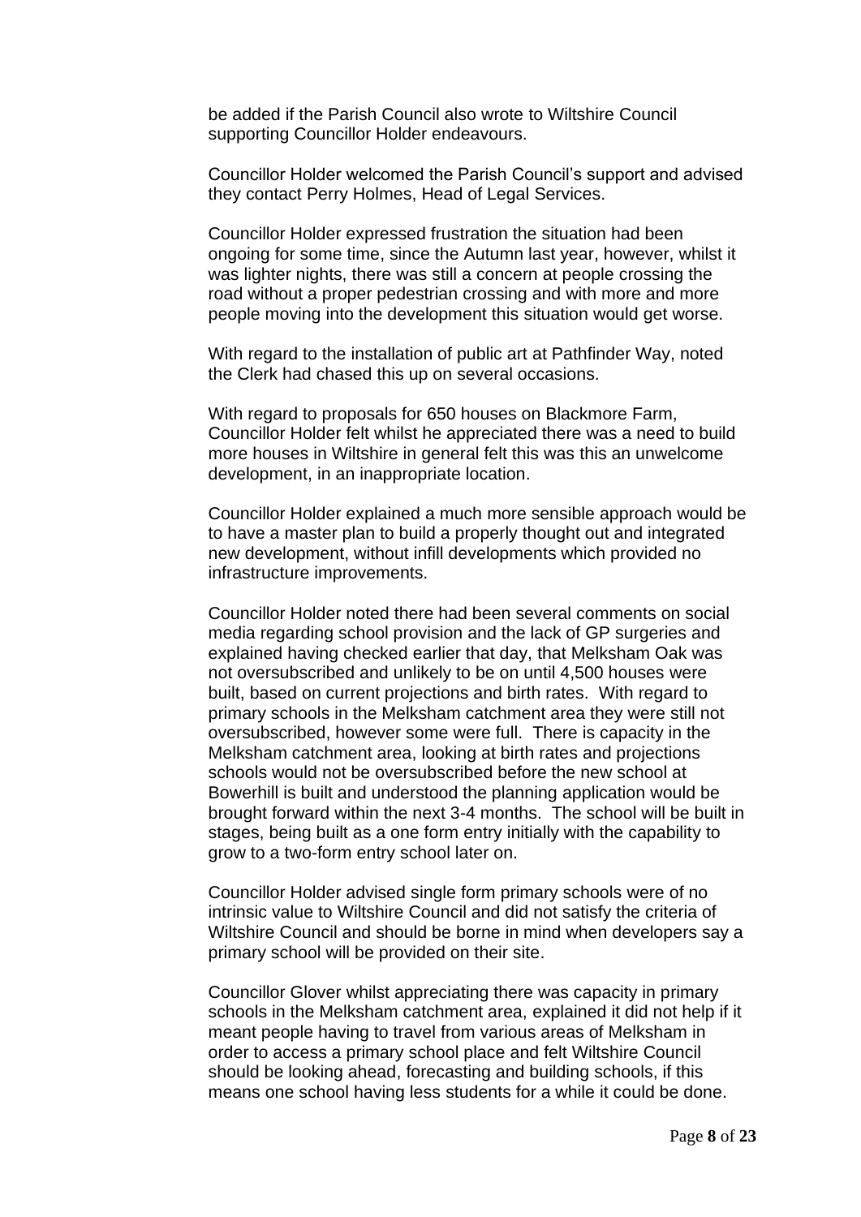be added if the Parish Council also wrote to Wiltshire Council supporting Councillor Holder endeavours.

Councillor Holder welcomed the Parish Council's support and advised they contact Perry Holmes, Head of Legal Services.

Councillor Holder expressed frustration the situation had been ongoing for some time, since the Autumn last year, however, whilst it was lighter nights, there was still a concern at people crossing the road without a proper pedestrian crossing and with more and more people moving into the development this situation would get worse.

With regard to the installation of public art at Pathfinder Way, noted the Clerk had chased this up on several occasions.

With regard to proposals for 650 houses on Blackmore Farm, Councillor Holder felt whilst he appreciated there was a need to build more houses in Wiltshire in general felt this was this an unwelcome development, in an inappropriate location.

Councillor Holder explained a much more sensible approach would be to have a master plan to build a properly thought out and integrated new development, without infill developments which provided no infrastructure improvements.

Councillor Holder noted there had been several comments on social media regarding school provision and the lack of GP surgeries and explained having checked earlier that day, that Melksham Oak was not oversubscribed and unlikely to be on until 4,500 houses were built, based on current projections and birth rates. With regard to primary schools in the Melksham catchment area they were still not oversubscribed, however some were full. There is capacity in the Melksham catchment area, looking at birth rates and projections schools would not be oversubscribed before the new school at Bowerhill is built and understood the planning application would be brought forward within the next 3-4 months. The school will be built in stages, being built as a one form entry initially with the capability to grow to a two-form entry school later on.

Councillor Holder advised single form primary schools were of no intrinsic value to Wiltshire Council and did not satisfy the criteria of Wiltshire Council and should be borne in mind when developers say a primary school will be provided on their site.

Councillor Glover whilst appreciating there was capacity in primary schools in the Melksham catchment area, explained it did not help if it meant people having to travel from various areas of Melksham in order to access a primary school place and felt Wiltshire Council should be looking ahead, forecasting and building schools, if this means one school having less students for a while it could be done.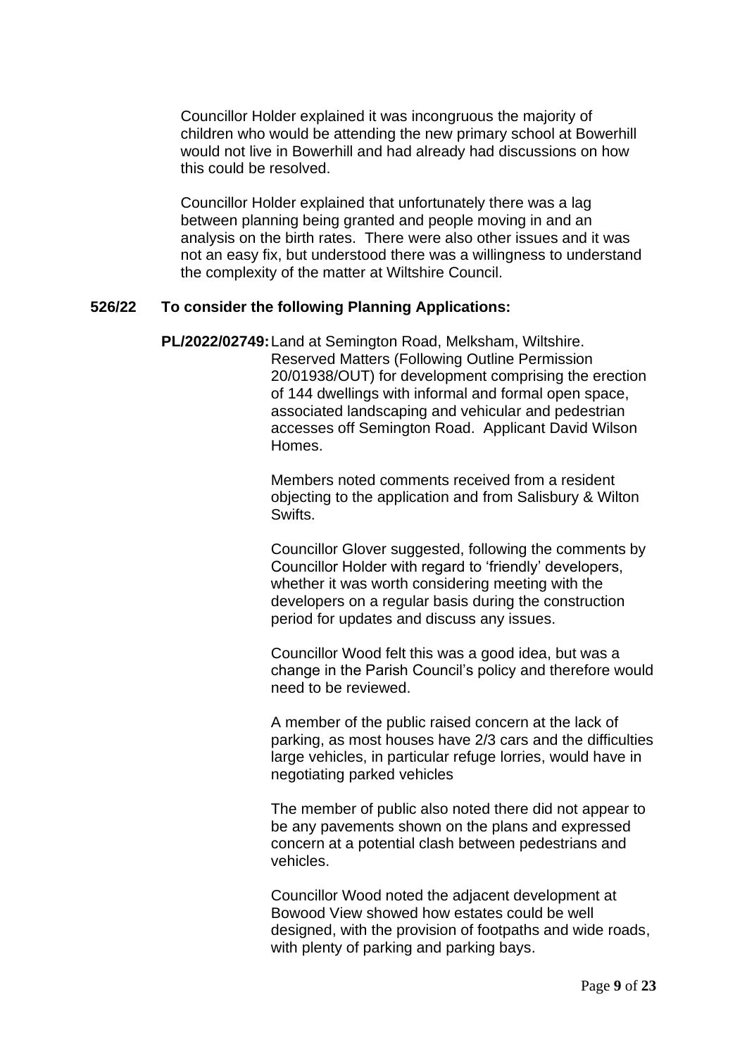Councillor Holder explained it was incongruous the majority of children who would be attending the new primary school at Bowerhill would not live in Bowerhill and had already had discussions on how this could be resolved.

Councillor Holder explained that unfortunately there was a lag between planning being granted and people moving in and an analysis on the birth rates. There were also other issues and it was not an easy fix, but understood there was a willingness to understand the complexity of the matter at Wiltshire Council.

**526/22 To consider the following Planning Applications:**

**PL/2022/02749:** Land at Semington Road, Melksham, Wiltshire. Reserved Matters (Following Outline Permission 20/01938/OUT) for development comprising the erection of 144 dwellings with informal and formal open space, associated landscaping and vehicular and pedestrian accesses off Semington Road. Applicant David Wilson Homes.

Members noted comments received from a resident objecting to the application and from Salisbury & Wilton Swifts.

Councillor Glover suggested, following the comments by Councillor Holder with regard to 'friendly' developers, whether it was worth considering meeting with the developers on a regular basis during the construction period for updates and discuss any issues.

Councillor Wood felt this was a good idea, but was a change in the Parish Council's policy and therefore would need to be reviewed.

A member of the public raised concern at the lack of parking, as most houses have 2/3 cars and the difficulties large vehicles, in particular refuge lorries, would have in negotiating parked vehicles

The member of public also noted there did not appear to be any pavements shown on the plans and expressed concern at a potential clash between pedestrians and vehicles.

Councillor Wood noted the adjacent development at Bowood View showed how estates could be well designed, with the provision of footpaths and wide roads, with plenty of parking and parking bays.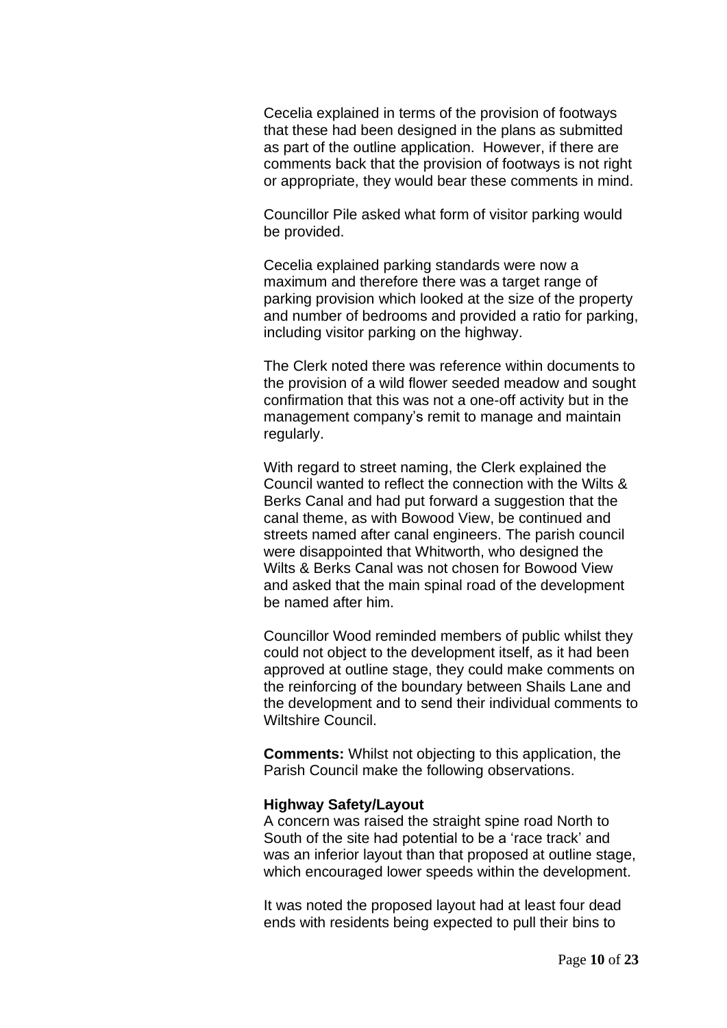Cecelia explained in terms of the provision of footways that these had been designed in the plans as submitted as part of the outline application. However, if there are comments back that the provision of footways is not right or appropriate, they would bear these comments in mind.

Councillor Pile asked what form of visitor parking would be provided.

Cecelia explained parking standards were now a maximum and therefore there was a target range of parking provision which looked at the size of the property and number of bedrooms and provided a ratio for parking, including visitor parking on the highway.

The Clerk noted there was reference within documents to the provision of a wild flower seeded meadow and sought confirmation that this was not a one-off activity but in the management company's remit to manage and maintain regularly.

With regard to street naming, the Clerk explained the Council wanted to reflect the connection with the Wilts & Berks Canal and had put forward a suggestion that the canal theme, as with Bowood View, be continued and streets named after canal engineers. The parish council were disappointed that Whitworth, who designed the Wilts & Berks Canal was not chosen for Bowood View and asked that the main spinal road of the development be named after him.

Councillor Wood reminded members of public whilst they could not object to the development itself, as it had been approved at outline stage, they could make comments on the reinforcing of the boundary between Shails Lane and the development and to send their individual comments to Wiltshire Council.

**Comments:** Whilst not objecting to this application, the Parish Council make the following observations.

**Highway Safety/Layout**
A concern was raised the straight spine road North to South of the site had potential to be a 'race track' and was an inferior layout than that proposed at outline stage, which encouraged lower speeds within the development.

It was noted the proposed layout had at least four dead ends with residents being expected to pull their bins to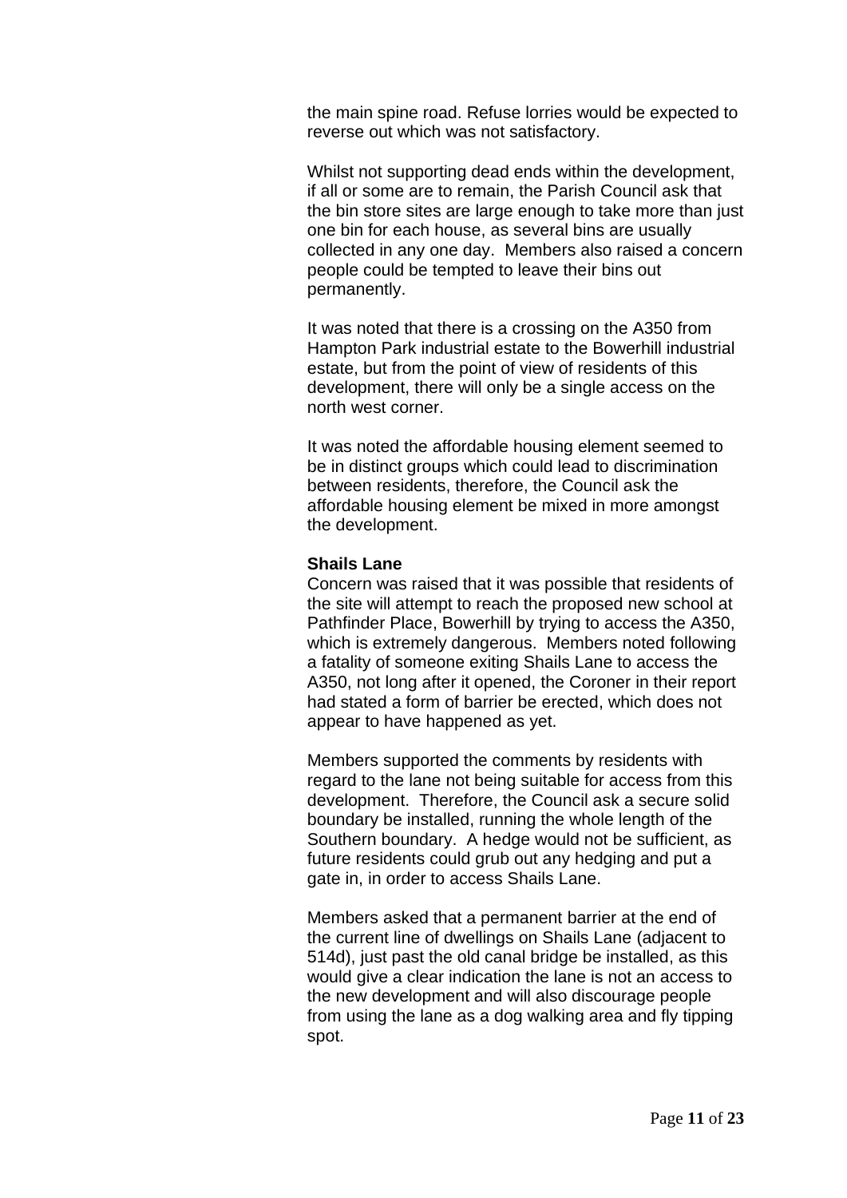the main spine road. Refuse lorries would be expected to reverse out which was not satisfactory.

Whilst not supporting dead ends within the development, if all or some are to remain, the Parish Council ask that the bin store sites are large enough to take more than just one bin for each house, as several bins are usually collected in any one day. Members also raised a concern people could be tempted to leave their bins out permanently.

It was noted that there is a crossing on the A350 from Hampton Park industrial estate to the Bowerhill industrial estate, but from the point of view of residents of this development, there will only be a single access on the north west corner.

It was noted the affordable housing element seemed to be in distinct groups which could lead to discrimination between residents, therefore, the Council ask the affordable housing element be mixed in more amongst the development.

**Shails Lane**

Concern was raised that it was possible that residents of the site will attempt to reach the proposed new school at Pathfinder Place, Bowerhill by trying to access the A350, which is extremely dangerous. Members noted following a fatality of someone exiting Shails Lane to access the A350, not long after it opened, the Coroner in their report had stated a form of barrier be erected, which does not appear to have happened as yet.

Members supported the comments by residents with regard to the lane not being suitable for access from this development. Therefore, the Council ask a secure solid boundary be installed, running the whole length of the Southern boundary. A hedge would not be sufficient, as future residents could grub out any hedging and put a gate in, in order to access Shails Lane.

Members asked that a permanent barrier at the end of the current line of dwellings on Shails Lane (adjacent to 514d), just past the old canal bridge be installed, as this would give a clear indication the lane is not an access to the new development and will also discourage people from using the lane as a dog walking area and fly tipping spot.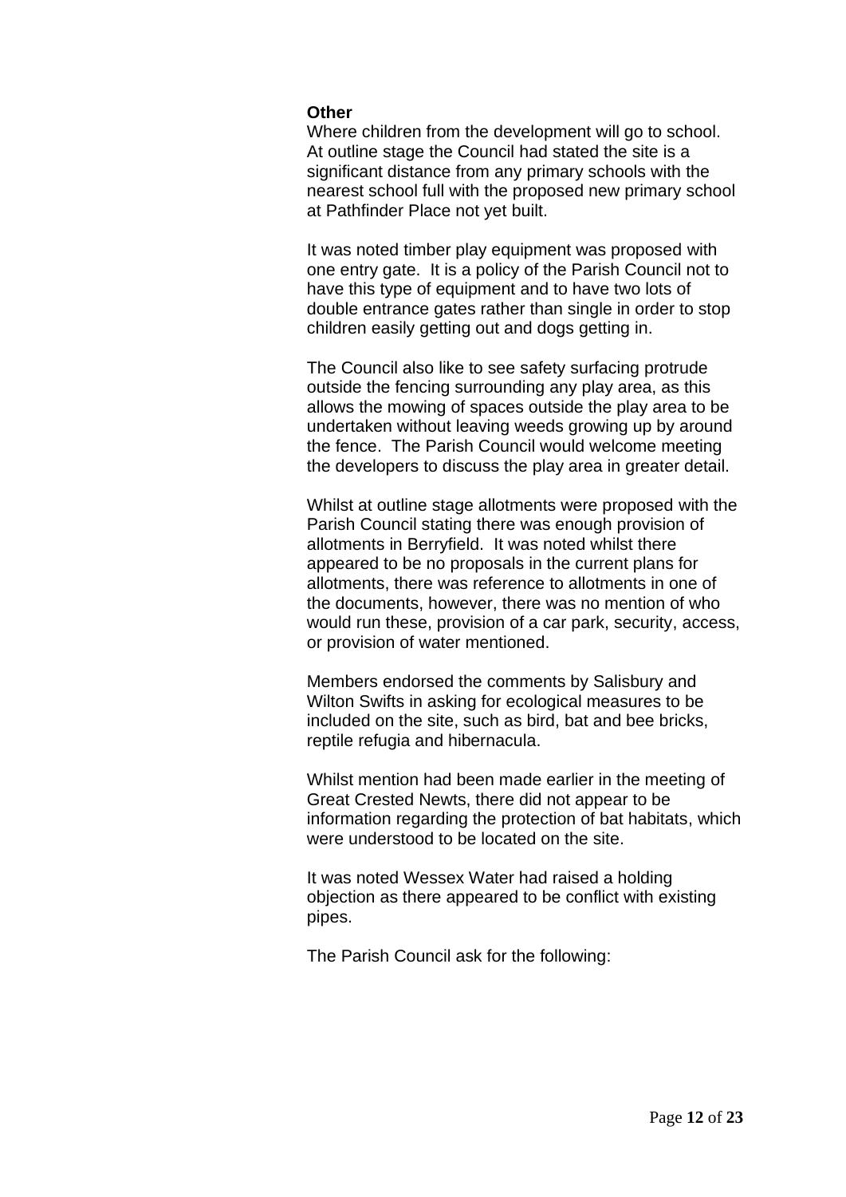**Other**

Where children from the development will go to school. At outline stage the Council had stated the site is a significant distance from any primary schools with the nearest school full with the proposed new primary school at Pathfinder Place not yet built.

It was noted timber play equipment was proposed with one entry gate. It is a policy of the Parish Council not to have this type of equipment and to have two lots of double entrance gates rather than single in order to stop children easily getting out and dogs getting in.

The Council also like to see safety surfacing protrude outside the fencing surrounding any play area, as this allows the mowing of spaces outside the play area to be undertaken without leaving weeds growing up by around the fence. The Parish Council would welcome meeting the developers to discuss the play area in greater detail.

Whilst at outline stage allotments were proposed with the Parish Council stating there was enough provision of allotments in Berryfield. It was noted whilst there appeared to be no proposals in the current plans for allotments, there was reference to allotments in one of the documents, however, there was no mention of who would run these, provision of a car park, security, access, or provision of water mentioned.

Members endorsed the comments by Salisbury and Wilton Swifts in asking for ecological measures to be included on the site, such as bird, bat and bee bricks, reptile refugia and hibernacula.

Whilst mention had been made earlier in the meeting of Great Crested Newts, there did not appear to be information regarding the protection of bat habitats, which were understood to be located on the site.

It was noted Wessex Water had raised a holding objection as there appeared to be conflict with existing pipes.

The Parish Council ask for the following: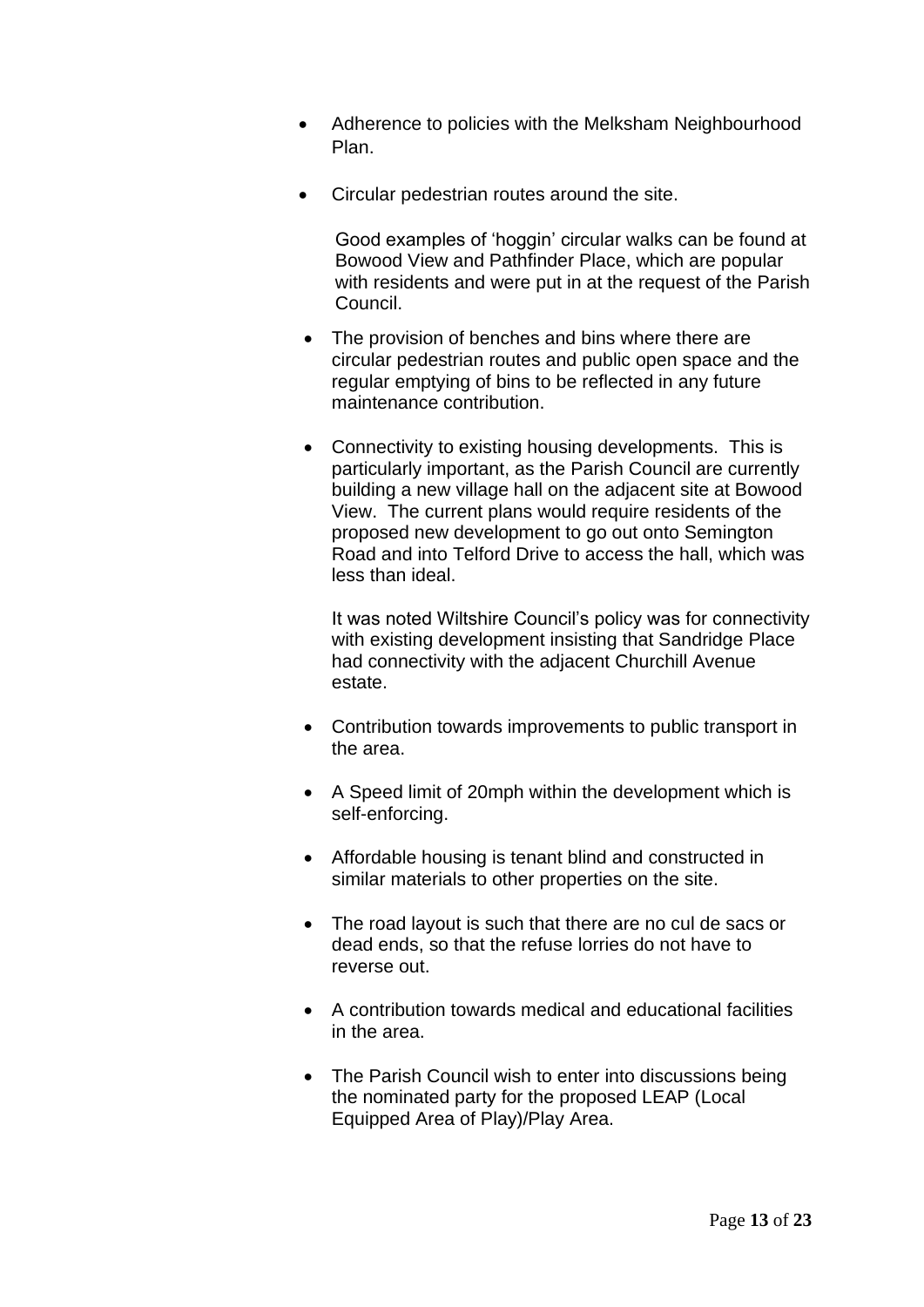- Adherence to policies with the Melksham Neighbourhood Plan.

- Circular pedestrian routes around the site.

  Good examples of 'hoggin' circular walks can be found at Bowood View and Pathfinder Place, which are popular with residents and were put in at the request of the Parish Council.

- The provision of benches and bins where there are circular pedestrian routes and public open space and the regular emptying of bins to be reflected in any future maintenance contribution.

- Connectivity to existing housing developments. This is particularly important, as the Parish Council are currently building a new village hall on the adjacent site at Bowood View. The current plans would require residents of the proposed new development to go out onto Semington Road and into Telford Drive to access the hall, which was less than ideal.

  It was noted Wiltshire Council's policy was for connectivity with existing development insisting that Sandridge Place had connectivity with the adjacent Churchill Avenue estate.

- Contribution towards improvements to public transport in the area.

- A Speed limit of 20mph within the development which is self-enforcing.

- Affordable housing is tenant blind and constructed in similar materials to other properties on the site.

- The road layout is such that there are no cul de sacs or dead ends, so that the refuse lorries do not have to reverse out.

- A contribution towards medical and educational facilities in the area.

- The Parish Council wish to enter into discussions being the nominated party for the proposed LEAP (Local Equipped Area of Play)/Play Area.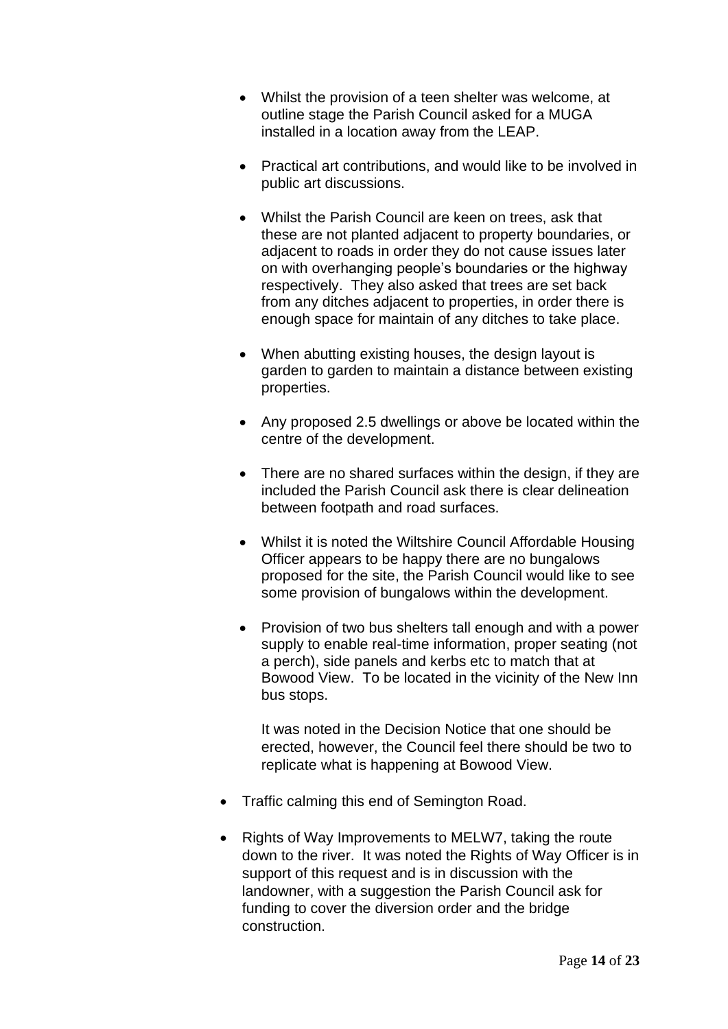- Whilst the provision of a teen shelter was welcome, at outline stage the Parish Council asked for a MUGA installed in a location away from the LEAP.

- Practical art contributions, and would like to be involved in public art discussions.

- Whilst the Parish Council are keen on trees, ask that these are not planted adjacent to property boundaries, or adjacent to roads in order they do not cause issues later on with overhanging people's boundaries or the highway respectively. They also asked that trees are set back from any ditches adjacent to properties, in order there is enough space for maintain of any ditches to take place.

- When abutting existing houses, the design layout is garden to garden to maintain a distance between existing properties.

- Any proposed 2.5 dwellings or above be located within the centre of the development.

- There are no shared surfaces within the design, if they are included the Parish Council ask there is clear delineation between footpath and road surfaces.

- Whilst it is noted the Wiltshire Council Affordable Housing Officer appears to be happy there are no bungalows proposed for the site, the Parish Council would like to see some provision of bungalows within the development.

- Provision of two bus shelters tall enough and with a power supply to enable real-time information, proper seating (not a perch), side panels and kerbs etc to match that at Bowood View. To be located in the vicinity of the New Inn bus stops.

  It was noted in the Decision Notice that one should be erected, however, the Council feel there should be two to replicate what is happening at Bowood View.

- Traffic calming this end of Semington Road.

- Rights of Way Improvements to MELW7, taking the route down to the river. It was noted the Rights of Way Officer is in support of this request and is in discussion with the landowner, with a suggestion the Parish Council ask for funding to cover the diversion order and the bridge construction.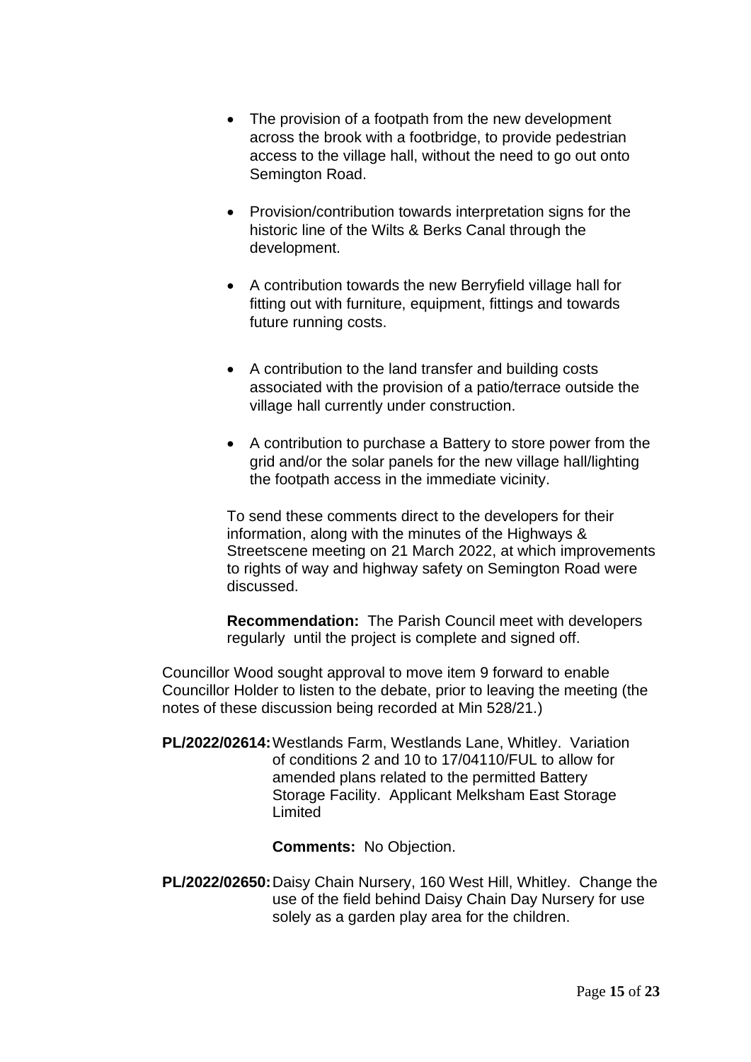- The provision of a footpath from the new development across the brook with a footbridge, to provide pedestrian access to the village hall, without the need to go out onto Semington Road.

- Provision/contribution towards interpretation signs for the historic line of the Wilts & Berks Canal through the development.

- A contribution towards the new Berryfield village hall for fitting out with furniture, equipment, fittings and towards future running costs.

- A contribution to the land transfer and building costs associated with the provision of a patio/terrace outside the village hall currently under construction.

- A contribution to purchase a Battery to store power from the grid and/or the solar panels for the new village hall/lighting the footpath access in the immediate vicinity.

To send these comments direct to the developers for their information, along with the minutes of the Highways & Streetscene meeting on 21 March 2022, at which improvements to rights of way and highway safety on Semington Road were discussed.

**Recommendation:** The Parish Council meet with developers regularly until the project is complete and signed off.

Councillor Wood sought approval to move item 9 forward to enable Councillor Holder to listen to the debate, prior to leaving the meeting (the notes of these discussion being recorded at Min 528/21.)

**PL/2022/02614:** Westlands Farm, Westlands Lane, Whitley. Variation of conditions 2 and 10 to 17/04110/FUL to allow for amended plans related to the permitted Battery Storage Facility. Applicant Melksham East Storage Limited

**Comments:** No Objection.

**PL/2022/02650:** Daisy Chain Nursery, 160 West Hill, Whitley. Change the use of the field behind Daisy Chain Day Nursery for use solely as a garden play area for the children.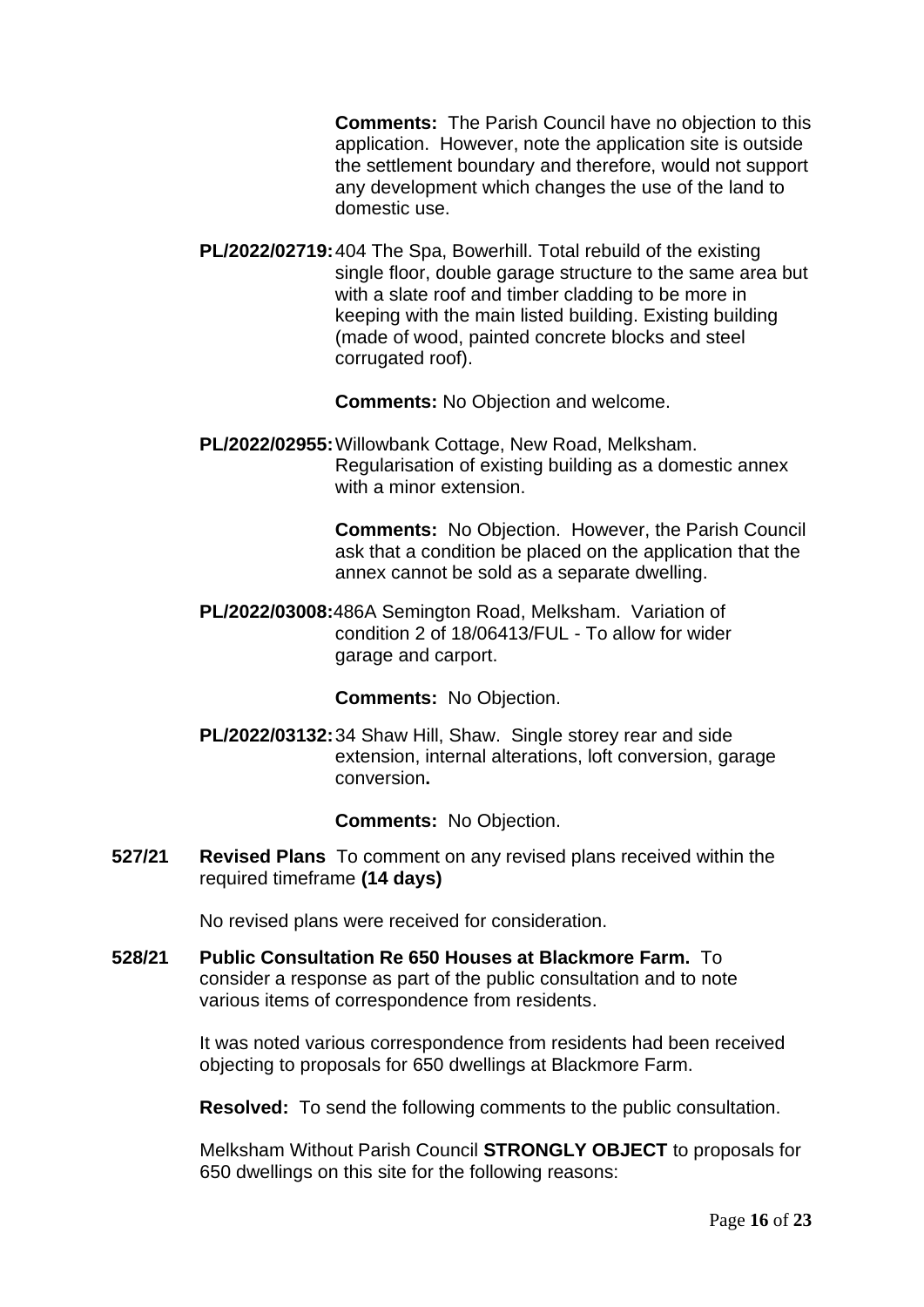**Comments:** The Parish Council have no objection to this application. However, note the application site is outside the settlement boundary and therefore, would not support any development which changes the use of the land to domestic use.

**PL/2022/02719:** 404 The Spa, Bowerhill. Total rebuild of the existing single floor, double garage structure to the same area but with a slate roof and timber cladding to be more in keeping with the main listed building. Existing building (made of wood, painted concrete blocks and steel corrugated roof).

**Comments:** No Objection and welcome.

**PL/2022/02955:** Willowbank Cottage, New Road, Melksham. Regularisation of existing building as a domestic annex with a minor extension.

**Comments:** No Objection. However, the Parish Council ask that a condition be placed on the application that the annex cannot be sold as a separate dwelling.

**PL/2022/03008:** 486A Semington Road, Melksham. Variation of condition 2 of 18/06413/FUL - To allow for wider garage and carport.

**Comments:** No Objection.

**PL/2022/03132:** 34 Shaw Hill, Shaw. Single storey rear and side extension, internal alterations, loft conversion, garage conversion**.**

**Comments:** No Objection.

**527/21 Revised Plans** To comment on any revised plans received within the required timeframe **(14 days)**

No revised plans were received for consideration.

**528/21 Public Consultation Re 650 Houses at Blackmore Farm.** To consider a response as part of the public consultation and to note various items of correspondence from residents.

It was noted various correspondence from residents had been received objecting to proposals for 650 dwellings at Blackmore Farm.

**Resolved:** To send the following comments to the public consultation.

Melksham Without Parish Council **STRONGLY OBJECT** to proposals for 650 dwellings on this site for the following reasons: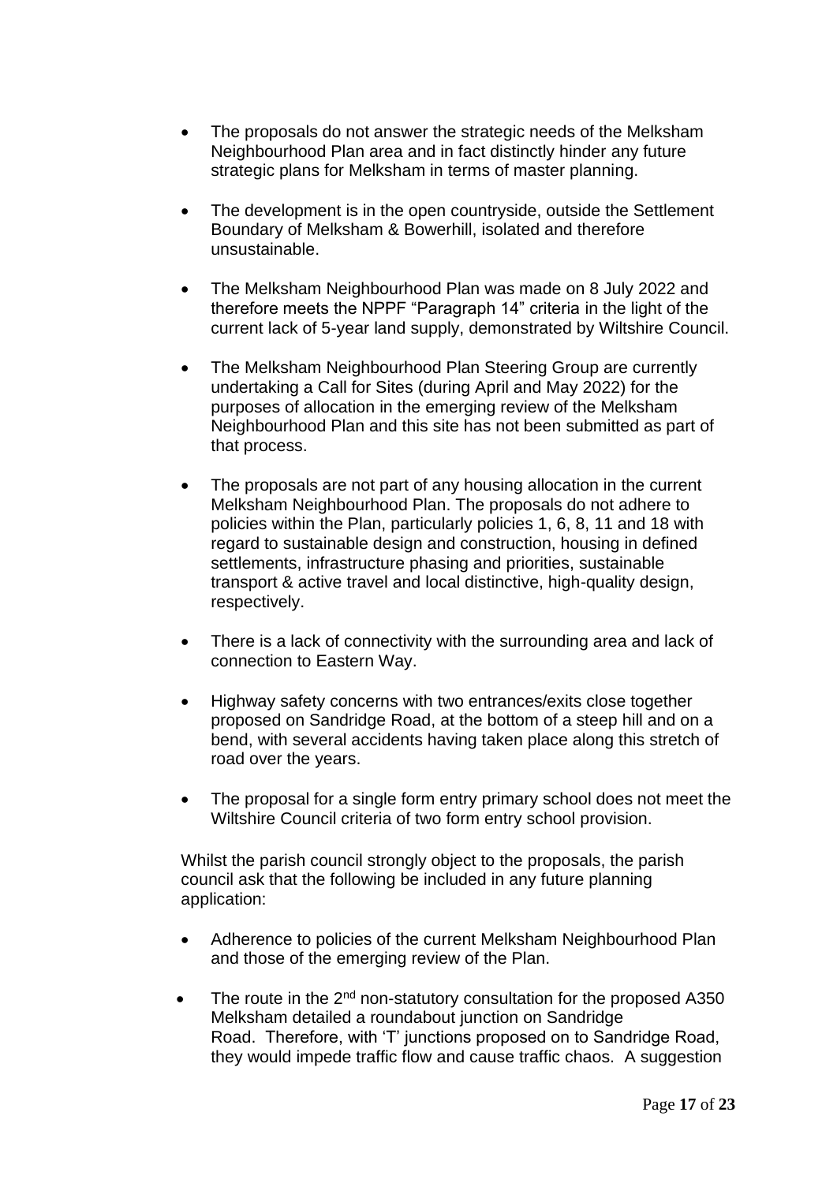- The proposals do not answer the strategic needs of the Melksham Neighbourhood Plan area and in fact distinctly hinder any future strategic plans for Melksham in terms of master planning.

- The development is in the open countryside, outside the Settlement Boundary of Melksham & Bowerhill, isolated and therefore unsustainable.

- The Melksham Neighbourhood Plan was made on 8 July 2022 and therefore meets the NPPF "Paragraph 14" criteria in the light of the current lack of 5-year land supply, demonstrated by Wiltshire Council.

- The Melksham Neighbourhood Plan Steering Group are currently undertaking a Call for Sites (during April and May 2022) for the purposes of allocation in the emerging review of the Melksham Neighbourhood Plan and this site has not been submitted as part of that process.

- The proposals are not part of any housing allocation in the current Melksham Neighbourhood Plan. The proposals do not adhere to policies within the Plan, particularly policies 1, 6, 8, 11 and 18 with regard to sustainable design and construction, housing in defined settlements, infrastructure phasing and priorities, sustainable transport & active travel and local distinctive, high-quality design, respectively.

- There is a lack of connectivity with the surrounding area and lack of connection to Eastern Way.

- Highway safety concerns with two entrances/exits close together proposed on Sandridge Road, at the bottom of a steep hill and on a bend, with several accidents having taken place along this stretch of road over the years.

- The proposal for a single form entry primary school does not meet the Wiltshire Council criteria of two form entry school provision.

Whilst the parish council strongly object to the proposals, the parish council ask that the following be included in any future planning application:

- Adherence to policies of the current Melksham Neighbourhood Plan and those of the emerging review of the Plan.

- The route in the 2nd non-statutory consultation for the proposed A350 Melksham detailed a roundabout junction on Sandridge Road. Therefore, with 'T' junctions proposed on to Sandridge Road, they would impede traffic flow and cause traffic chaos. A suggestion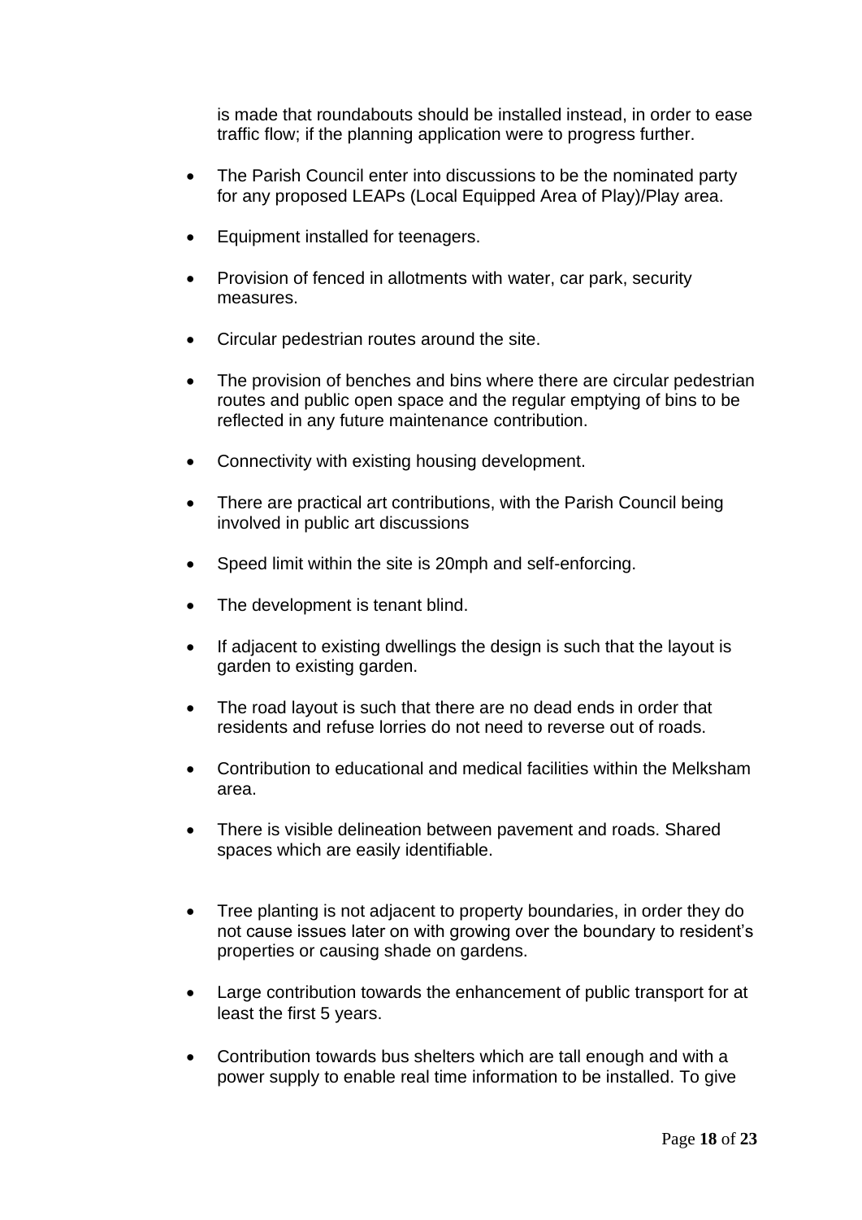is made that roundabouts should be installed instead, in order to ease traffic flow; if the planning application were to progress further.

- The Parish Council enter into discussions to be the nominated party for any proposed LEAPs (Local Equipped Area of Play)/Play area.
- Equipment installed for teenagers.
- Provision of fenced in allotments with water, car park, security measures.
- Circular pedestrian routes around the site.
- The provision of benches and bins where there are circular pedestrian routes and public open space and the regular emptying of bins to be reflected in any future maintenance contribution.
- Connectivity with existing housing development.
- There are practical art contributions, with the Parish Council being involved in public art discussions
- Speed limit within the site is 20mph and self-enforcing.
- The development is tenant blind.
- If adjacent to existing dwellings the design is such that the layout is garden to existing garden.
- The road layout is such that there are no dead ends in order that residents and refuse lorries do not need to reverse out of roads.
- Contribution to educational and medical facilities within the Melksham area.
- There is visible delineation between pavement and roads. Shared spaces which are easily identifiable.
- Tree planting is not adjacent to property boundaries, in order they do not cause issues later on with growing over the boundary to resident's properties or causing shade on gardens.
- Large contribution towards the enhancement of public transport for at least the first 5 years.
- Contribution towards bus shelters which are tall enough and with a power supply to enable real time information to be installed. To give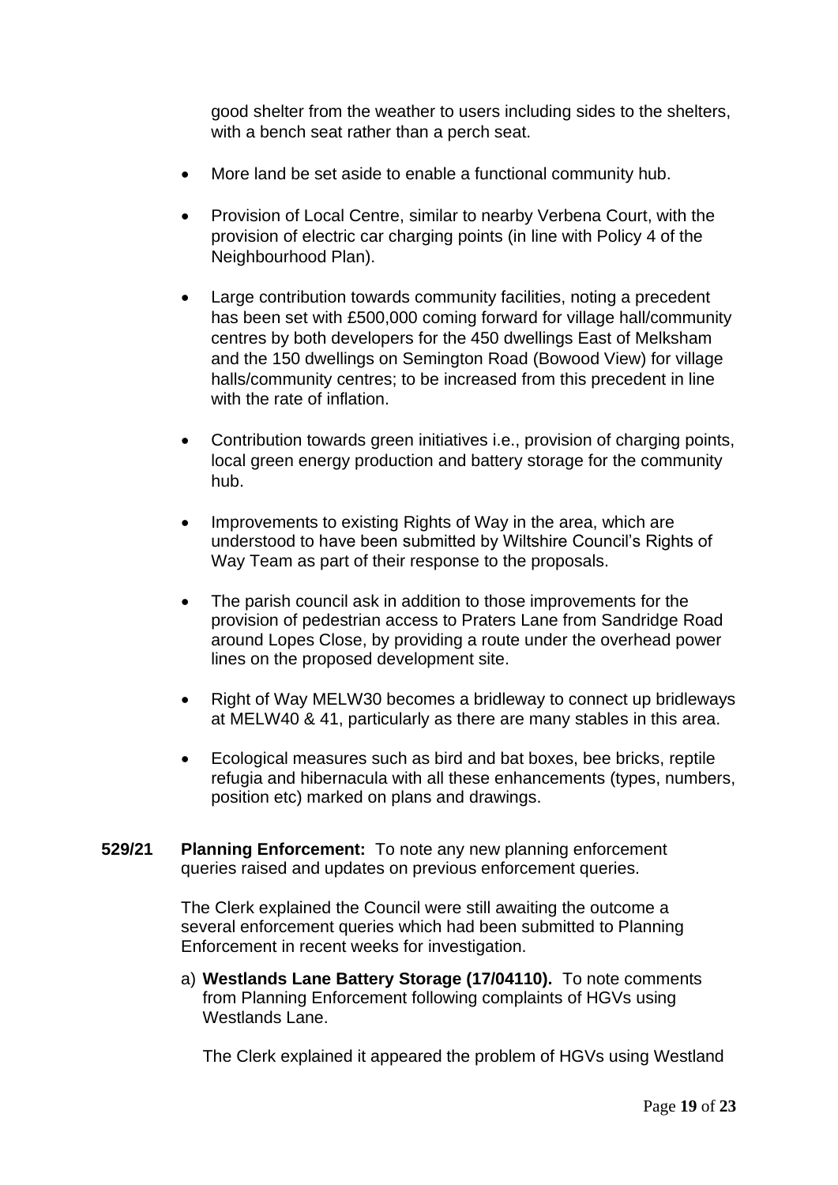good shelter from the weather to users including sides to the shelters, with a bench seat rather than a perch seat.

- More land be set aside to enable a functional community hub.
- Provision of Local Centre, similar to nearby Verbena Court, with the provision of electric car charging points (in line with Policy 4 of the Neighbourhood Plan).
- Large contribution towards community facilities, noting a precedent has been set with £500,000 coming forward for village hall/community centres by both developers for the 450 dwellings East of Melksham and the 150 dwellings on Semington Road (Bowood View) for village halls/community centres; to be increased from this precedent in line with the rate of inflation.
- Contribution towards green initiatives i.e., provision of charging points, local green energy production and battery storage for the community hub.
- Improvements to existing Rights of Way in the area, which are understood to have been submitted by Wiltshire Council's Rights of Way Team as part of their response to the proposals.
- The parish council ask in addition to those improvements for the provision of pedestrian access to Praters Lane from Sandridge Road around Lopes Close, by providing a route under the overhead power lines on the proposed development site.
- Right of Way MELW30 becomes a bridleway to connect up bridleways at MELW40 & 41, particularly as there are many stables in this area.
- Ecological measures such as bird and bat boxes, bee bricks, reptile refugia and hibernacula with all these enhancements (types, numbers, position etc) marked on plans and drawings.

**529/21 Planning Enforcement:** To note any new planning enforcement queries raised and updates on previous enforcement queries.

The Clerk explained the Council were still awaiting the outcome a several enforcement queries which had been submitted to Planning Enforcement in recent weeks for investigation.

a) **Westlands Lane Battery Storage (17/04110).** To note comments from Planning Enforcement following complaints of HGVs using Westlands Lane.

The Clerk explained it appeared the problem of HGVs using Westland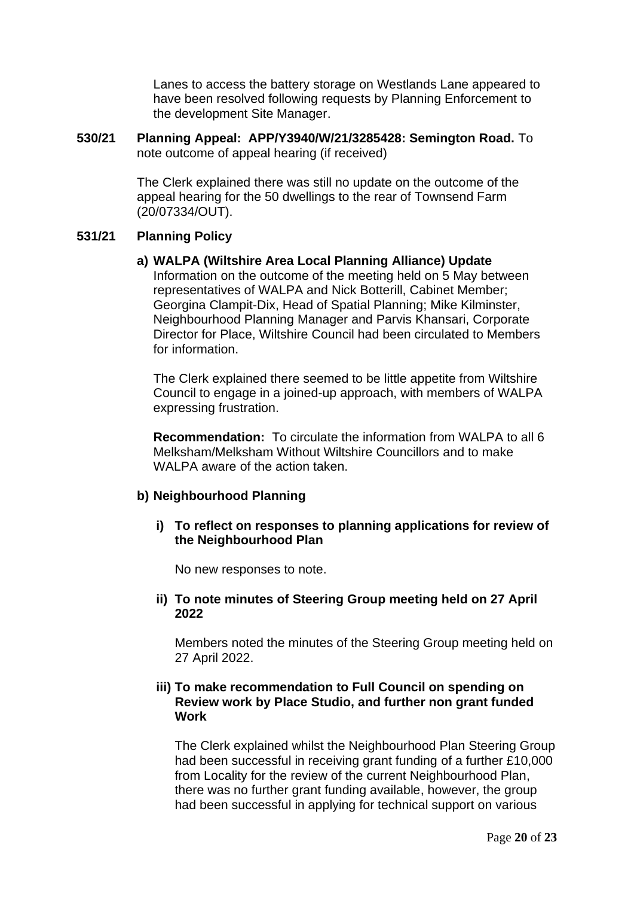Lanes to access the battery storage on Westlands Lane appeared to have been resolved following requests by Planning Enforcement to the development Site Manager.

**530/21 Planning Appeal: APP/Y3940/W/21/3285428: Semington Road.** To note outcome of appeal hearing (if received)

The Clerk explained there was still no update on the outcome of the appeal hearing for the 50 dwellings to the rear of Townsend Farm (20/07334/OUT).

**531/21 Planning Policy**

**a) WALPA (Wiltshire Area Local Planning Alliance) Update**
Information on the outcome of the meeting held on 5 May between representatives of WALPA and Nick Botterill, Cabinet Member; Georgina Clampit-Dix, Head of Spatial Planning; Mike Kilminster, Neighbourhood Planning Manager and Parvis Khansari, Corporate Director for Place, Wiltshire Council had been circulated to Members for information.

The Clerk explained there seemed to be little appetite from Wiltshire Council to engage in a joined-up approach, with members of WALPA expressing frustration.

**Recommendation:** To circulate the information from WALPA to all 6 Melksham/Melksham Without Wiltshire Councillors and to make WALPA aware of the action taken.

**b) Neighbourhood Planning**

**i) To reflect on responses to planning applications for review of the Neighbourhood Plan**

No new responses to note.

**ii) To note minutes of Steering Group meeting held on 27 April 2022**

Members noted the minutes of the Steering Group meeting held on 27 April 2022.

**iii) To make recommendation to Full Council on spending on Review work by Place Studio, and further non grant funded Work**

The Clerk explained whilst the Neighbourhood Plan Steering Group had been successful in receiving grant funding of a further £10,000 from Locality for the review of the current Neighbourhood Plan, there was no further grant funding available, however, the group had been successful in applying for technical support on various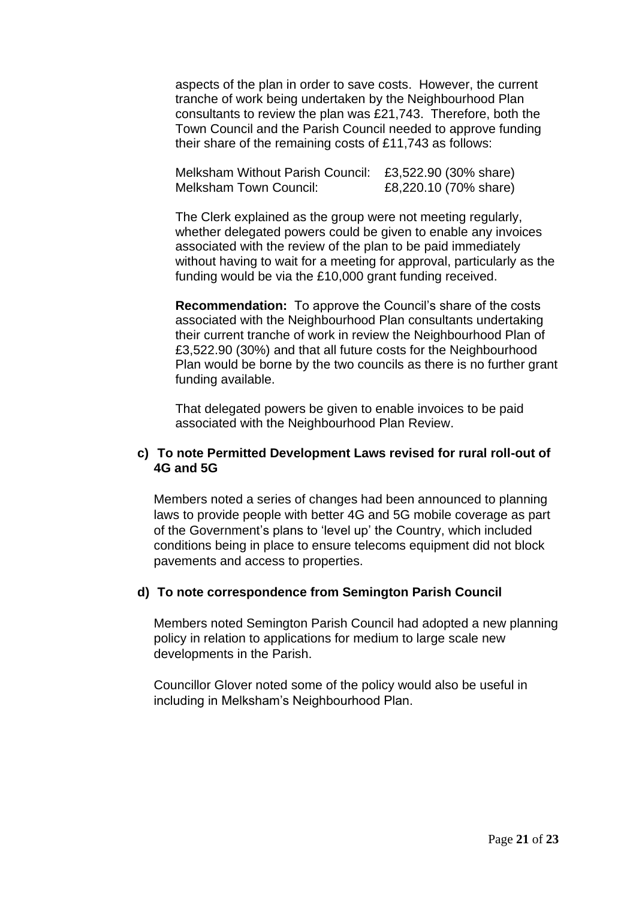aspects of the plan in order to save costs. However, the current tranche of work being undertaken by the Neighbourhood Plan consultants to review the plan was £21,743. Therefore, both the Town Council and the Parish Council needed to approve funding their share of the remaining costs of £11,743 as follows:

| | |
|---|---|
| Melksham Without Parish Council: | £3,522.90 (30% share) |
| Melksham Town Council: | £8,220.10 (70% share) |

The Clerk explained as the group were not meeting regularly, whether delegated powers could be given to enable any invoices associated with the review of the plan to be paid immediately without having to wait for a meeting for approval, particularly as the funding would be via the £10,000 grant funding received.

**Recommendation:** To approve the Council's share of the costs associated with the Neighbourhood Plan consultants undertaking their current tranche of work in review the Neighbourhood Plan of £3,522.90 (30%) and that all future costs for the Neighbourhood Plan would be borne by the two councils as there is no further grant funding available.

That delegated powers be given to enable invoices to be paid associated with the Neighbourhood Plan Review.

**c) To note Permitted Development Laws revised for rural roll-out of 4G and 5G**

Members noted a series of changes had been announced to planning laws to provide people with better 4G and 5G mobile coverage as part of the Government's plans to 'level up' the Country, which included conditions being in place to ensure telecoms equipment did not block pavements and access to properties.

**d) To note correspondence from Semington Parish Council**

Members noted Semington Parish Council had adopted a new planning policy in relation to applications for medium to large scale new developments in the Parish.

Councillor Glover noted some of the policy would also be useful in including in Melksham's Neighbourhood Plan.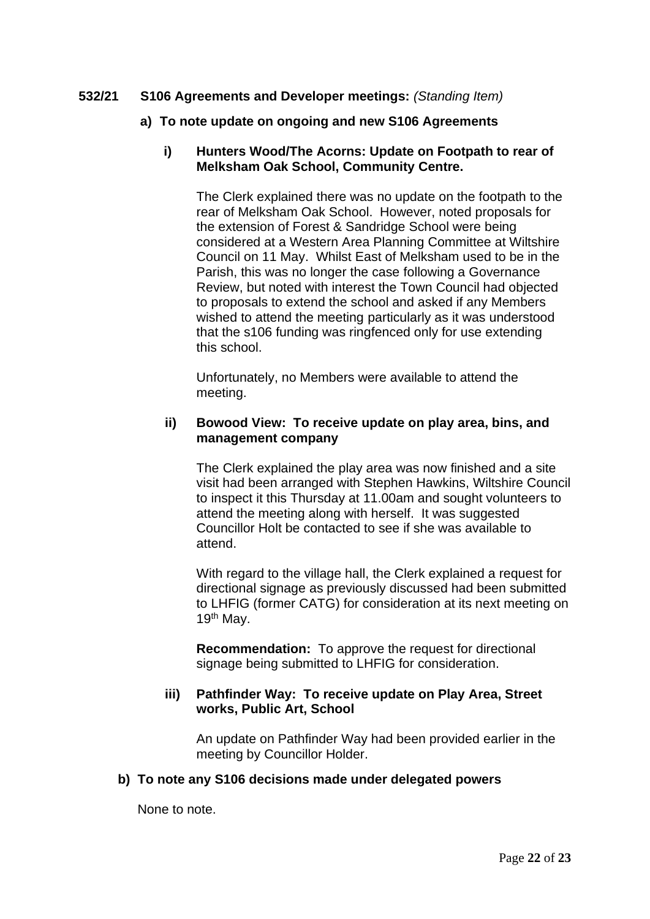**532/21 S106 Agreements and Developer meetings:** *(Standing Item)*

**a) To note update on ongoing and new S106 Agreements**

**i) Hunters Wood/The Acorns: Update on Footpath to rear of Melksham Oak School, Community Centre.**

The Clerk explained there was no update on the footpath to the rear of Melksham Oak School. However, noted proposals for the extension of Forest & Sandridge School were being considered at a Western Area Planning Committee at Wiltshire Council on 11 May. Whilst East of Melksham used to be in the Parish, this was no longer the case following a Governance Review, but noted with interest the Town Council had objected to proposals to extend the school and asked if any Members wished to attend the meeting particularly as it was understood that the s106 funding was ringfenced only for use extending this school.

Unfortunately, no Members were available to attend the meeting.

**ii) Bowood View: To receive update on play area, bins, and management company**

The Clerk explained the play area was now finished and a site visit had been arranged with Stephen Hawkins, Wiltshire Council to inspect it this Thursday at 11.00am and sought volunteers to attend the meeting along with herself. It was suggested Councillor Holt be contacted to see if she was available to attend.

With regard to the village hall, the Clerk explained a request for directional signage as previously discussed had been submitted to LHFIG (former CATG) for consideration at its next meeting on 19th May.

**Recommendation:** To approve the request for directional signage being submitted to LHFIG for consideration.

**iii) Pathfinder Way: To receive update on Play Area, Street works, Public Art, School**

An update on Pathfinder Way had been provided earlier in the meeting by Councillor Holder.

**b) To note any S106 decisions made under delegated powers**

None to note.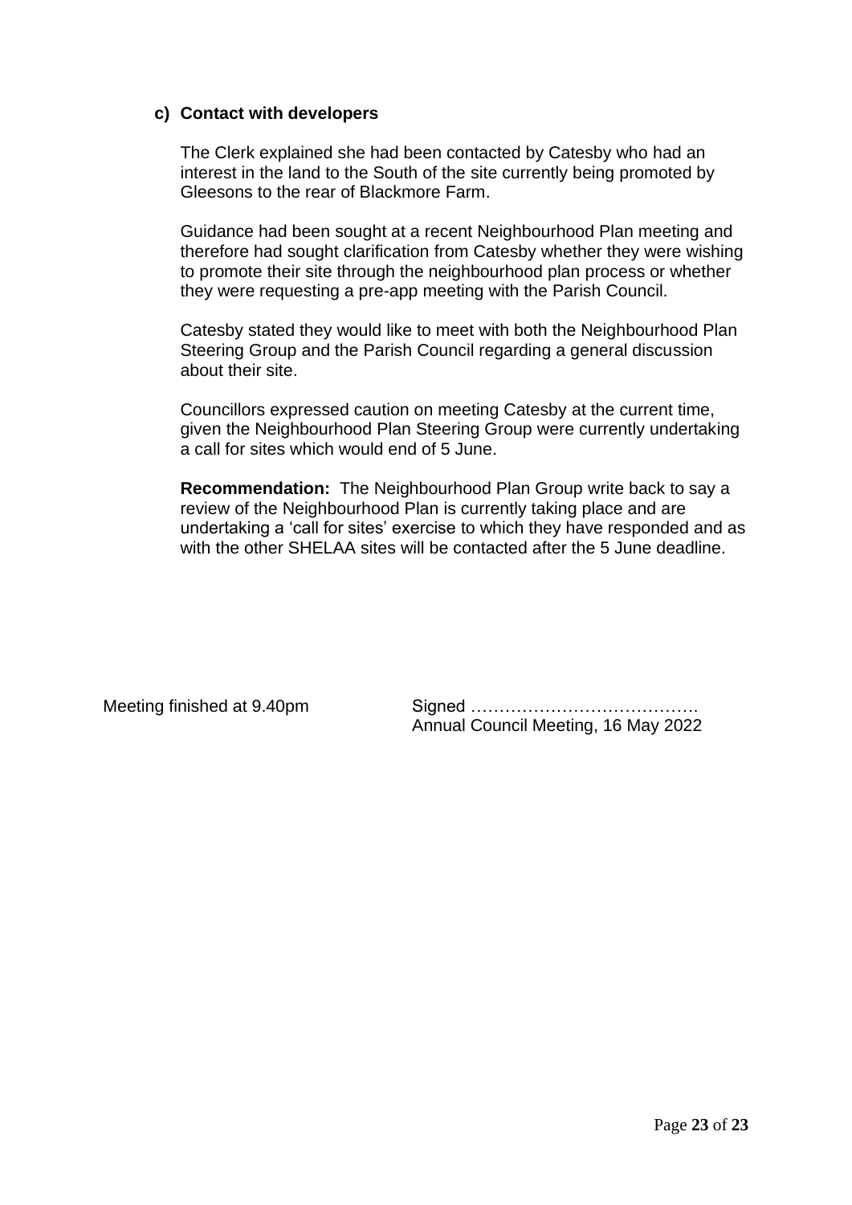### c) Contact with developers

The Clerk explained she had been contacted by Catesby who had an interest in the land to the South of the site currently being promoted by Gleesons to the rear of Blackmore Farm.

Guidance had been sought at a recent Neighbourhood Plan meeting and therefore had sought clarification from Catesby whether they were wishing to promote their site through the neighbourhood plan process or whether they were requesting a pre-app meeting with the Parish Council.

Catesby stated they would like to meet with both the Neighbourhood Plan Steering Group and the Parish Council regarding a general discussion about their site.

Councillors expressed caution on meeting Catesby at the current time, given the Neighbourhood Plan Steering Group were currently undertaking a call for sites which would end of 5 June.

**Recommendation:** The Neighbourhood Plan Group write back to say a review of the Neighbourhood Plan is currently taking place and are undertaking a 'call for sites' exercise to which they have responded and as with the other SHELAA sites will be contacted after the 5 June deadline.

Meeting finished at 9.40pm

Signed …………………………………
Annual Council Meeting, 16 May 2022